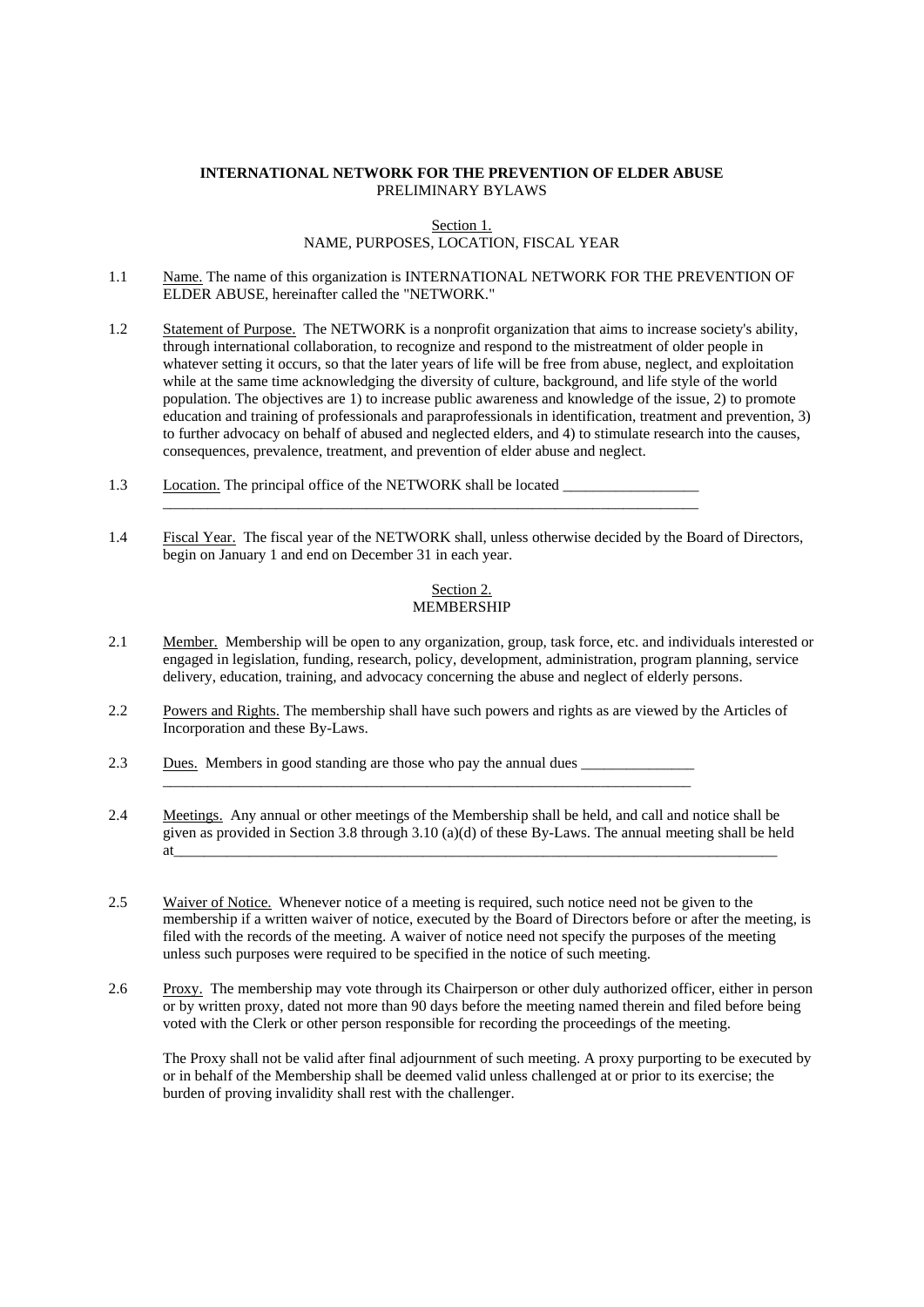**INTERNATIONAL NETWORK FOR THE PREVENTION OF ELDER ABUSE**
PRELIMINARY BYLAWS

Section 1.
NAME, PURPOSES, LOCATION, FISCAL YEAR

1.1 Name. The name of this organization is INTERNATIONAL NETWORK FOR THE PREVENTION OF ELDER ABUSE, hereinafter called the "NETWORK."

1.2 Statement of Purpose. The NETWORK is a nonprofit organization that aims to increase society's ability, through international collaboration, to recognize and respond to the mistreatment of older people in whatever setting it occurs, so that the later years of life will be free from abuse, neglect, and exploitation while at the same time acknowledging the diversity of culture, background, and life style of the world population. The objectives are 1) to increase public awareness and knowledge of the issue, 2) to promote education and training of professionals and paraprofessionals in identification, treatment and prevention, 3) to further advocacy on behalf of abused and neglected elders, and 4) to stimulate research into the causes, consequences, prevalence, treatment, and prevention of elder abuse and neglect.

1.3 Location. The principal office of the NETWORK shall be located __________________
__________________________________________________________________________

1.4 Fiscal Year. The fiscal year of the NETWORK shall, unless otherwise decided by the Board of Directors, begin on January 1 and end on December 31 in each year.

Section 2.
MEMBERSHIP

2.1 Member. Membership will be open to any organization, group, task force, etc. and individuals interested or engaged in legislation, funding, research, policy, development, administration, program planning, service delivery, education, training, and advocacy concerning the abuse and neglect of elderly persons.

2.2 Powers and Rights. The membership shall have such powers and rights as are viewed by the Articles of Incorporation and these By-Laws.

2.3 Dues. Members in good standing are those who pay the annual dues _______________
_________________________________________________________________________

2.4 Meetings. Any annual or other meetings of the Membership shall be held, and call and notice shall be given as provided in Section 3.8 through 3.10 (a)(d) of these By-Laws. The annual meeting shall be held at________________________________________________________________________________

2.5 Waiver of Notice. Whenever notice of a meeting is required, such notice need not be given to the membership if a written waiver of notice, executed by the Board of Directors before or after the meeting, is filed with the records of the meeting. A waiver of notice need not specify the purposes of the meeting unless such purposes were required to be specified in the notice of such meeting.

2.6 Proxy. The membership may vote through its Chairperson or other duly authorized officer, either in person or by written proxy, dated not more than 90 days before the meeting named therein and filed before being voted with the Clerk or other person responsible for recording the proceedings of the meeting.

The Proxy shall not be valid after final adjournment of such meeting. A proxy purporting to be executed by or in behalf of the Membership shall be deemed valid unless challenged at or prior to its exercise; the burden of proving invalidity shall rest with the challenger.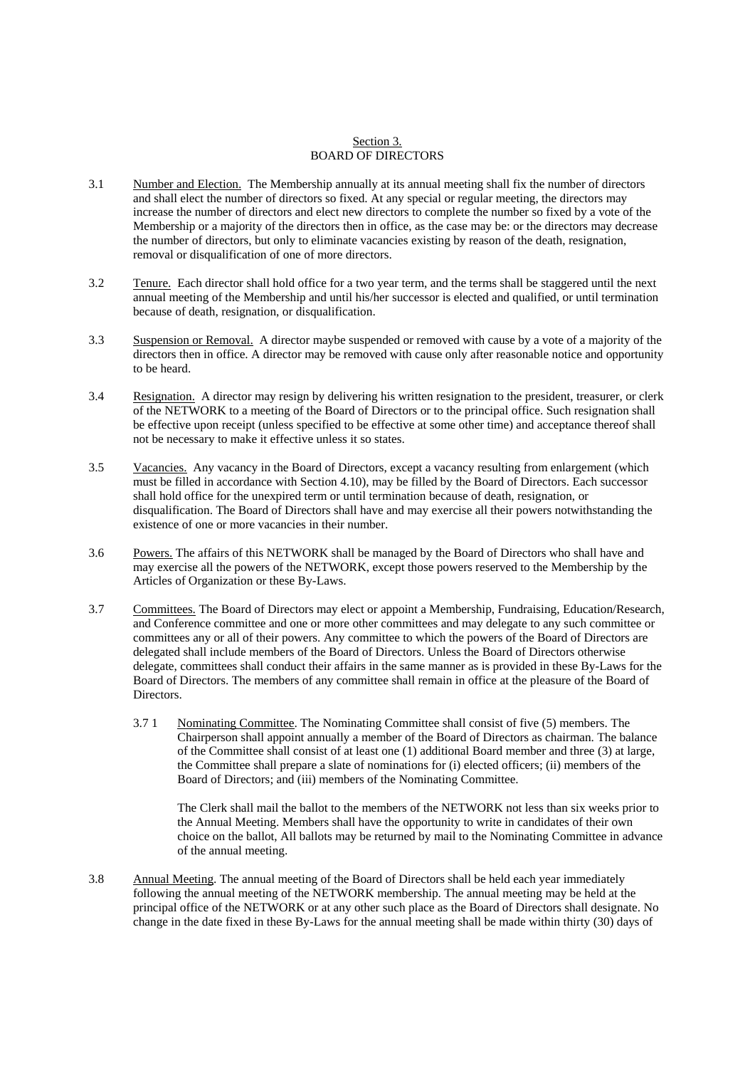## Section 3.
## BOARD OF DIRECTORS

3.1 Number and Election. The Membership annually at its annual meeting shall fix the number of directors and shall elect the number of directors so fixed. At any special or regular meeting, the directors may increase the number of directors and elect new directors to complete the number so fixed by a vote of the Membership or a majority of the directors then in office, as the case may be: or the directors may decrease the number of directors, but only to eliminate vacancies existing by reason of the death, resignation, removal or disqualification of one of more directors.

3.2 Tenure. Each director shall hold office for a two year term, and the terms shall be staggered until the next annual meeting of the Membership and until his/her successor is elected and qualified, or until termination because of death, resignation, or disqualification.

3.3 Suspension or Removal. A director maybe suspended or removed with cause by a vote of a majority of the directors then in office. A director may be removed with cause only after reasonable notice and opportunity to be heard.

3.4 Resignation. A director may resign by delivering his written resignation to the president, treasurer, or clerk of the NETWORK to a meeting of the Board of Directors or to the principal office. Such resignation shall be effective upon receipt (unless specified to be effective at some other time) and acceptance thereof shall not be necessary to make it effective unless it so states.

3.5 Vacancies. Any vacancy in the Board of Directors, except a vacancy resulting from enlargement (which must be filled in accordance with Section 4.10), may be filled by the Board of Directors. Each successor shall hold office for the unexpired term or until termination because of death, resignation, or disqualification. The Board of Directors shall have and may exercise all their powers notwithstanding the existence of one or more vacancies in their number.

3.6 Powers. The affairs of this NETWORK shall be managed by the Board of Directors who shall have and may exercise all the powers of the NETWORK, except those powers reserved to the Membership by the Articles of Organization or these By-Laws.

3.7 Committees. The Board of Directors may elect or appoint a Membership, Fundraising, Education/Research, and Conference committee and one or more other committees and may delegate to any such committee or committees any or all of their powers. Any committee to which the powers of the Board of Directors are delegated shall include members of the Board of Directors. Unless the Board of Directors otherwise delegate, committees shall conduct their affairs in the same manner as is provided in these By-Laws for the Board of Directors. The members of any committee shall remain in office at the pleasure of the Board of Directors.

> 3.7 1 Nominating Committee. The Nominating Committee shall consist of five (5) members. The Chairperson shall appoint annually a member of the Board of Directors as chairman. The balance of the Committee shall consist of at least one (1) additional Board member and three (3) at large, the Committee shall prepare a slate of nominations for (i) elected officers; (ii) members of the Board of Directors; and (iii) members of the Nominating Committee.
>
> The Clerk shall mail the ballot to the members of the NETWORK not less than six weeks prior to the Annual Meeting. Members shall have the opportunity to write in candidates of their own choice on the ballot, All ballots may be returned by mail to the Nominating Committee in advance of the annual meeting.

3.8 Annual Meeting. The annual meeting of the Board of Directors shall be held each year immediately following the annual meeting of the NETWORK membership. The annual meeting may be held at the principal office of the NETWORK or at any other such place as the Board of Directors shall designate. No change in the date fixed in these By-Laws for the annual meeting shall be made within thirty (30) days of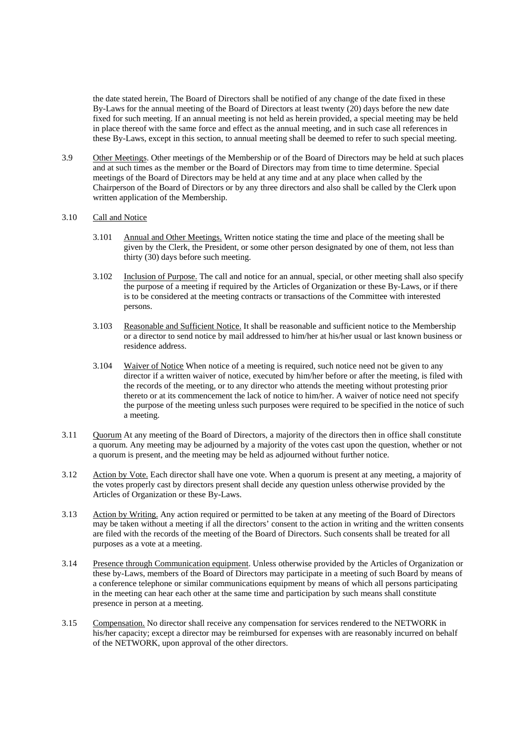the date stated herein, The Board of Directors shall be notified of any change of the date fixed in these By-Laws for the annual meeting of the Board of Directors at least twenty (20) days before the new date fixed for such meeting. If an annual meeting is not held as herein provided, a special meeting may be held in place thereof with the same force and effect as the annual meeting, and in such case all references in these By-Laws, except in this section, to annual meeting shall be deemed to refer to such special meeting.

3.9 Other Meetings. Other meetings of the Membership or of the Board of Directors may be held at such places and at such times as the member or the Board of Directors may from time to time determine. Special meetings of the Board of Directors may be held at any time and at any place when called by the Chairperson of the Board of Directors or by any three directors and also shall be called by the Clerk upon written application of the Membership.

3.10 Call and Notice

3.101 Annual and Other Meetings. Written notice stating the time and place of the meeting shall be given by the Clerk, the President, or some other person designated by one of them, not less than thirty (30) days before such meeting.

3.102 Inclusion of Purpose. The call and notice for an annual, special, or other meeting shall also specify the purpose of a meeting if required by the Articles of Organization or these By-Laws, or if there is to be considered at the meeting contracts or transactions of the Committee with interested persons.

3.103 Reasonable and Sufficient Notice. It shall be reasonable and sufficient notice to the Membership or a director to send notice by mail addressed to him/her at his/her usual or last known business or residence address.

3.104 Waiver of Notice When notice of a meeting is required, such notice need not be given to any director if a written waiver of notice, executed by him/her before or after the meeting, is filed with the records of the meeting, or to any director who attends the meeting without protesting prior thereto or at its commencement the lack of notice to him/her. A waiver of notice need not specify the purpose of the meeting unless such purposes were required to be specified in the notice of such a meeting.

3.11 Quorum At any meeting of the Board of Directors, a majority of the directors then in office shall constitute a quorum. Any meeting may be adjourned by a majority of the votes cast upon the question, whether or not a quorum is present, and the meeting may be held as adjourned without further notice.

3.12 Action by Vote. Each director shall have one vote. When a quorum is present at any meeting, a majority of the votes properly cast by directors present shall decide any question unless otherwise provided by the Articles of Organization or these By-Laws.

3.13 Action by Writing. Any action required or permitted to be taken at any meeting of the Board of Directors may be taken without a meeting if all the directors' consent to the action in writing and the written consents are filed with the records of the meeting of the Board of Directors. Such consents shall be treated for all purposes as a vote at a meeting.

3.14 Presence through Communication equipment. Unless otherwise provided by the Articles of Organization or these by-Laws, members of the Board of Directors may participate in a meeting of such Board by means of a conference telephone or similar communications equipment by means of which all persons participating in the meeting can hear each other at the same time and participation by such means shall constitute presence in person at a meeting.

3.15 Compensation. No director shall receive any compensation for services rendered to the NETWORK in his/her capacity; except a director may be reimbursed for expenses with are reasonably incurred on behalf of the NETWORK, upon approval of the other directors.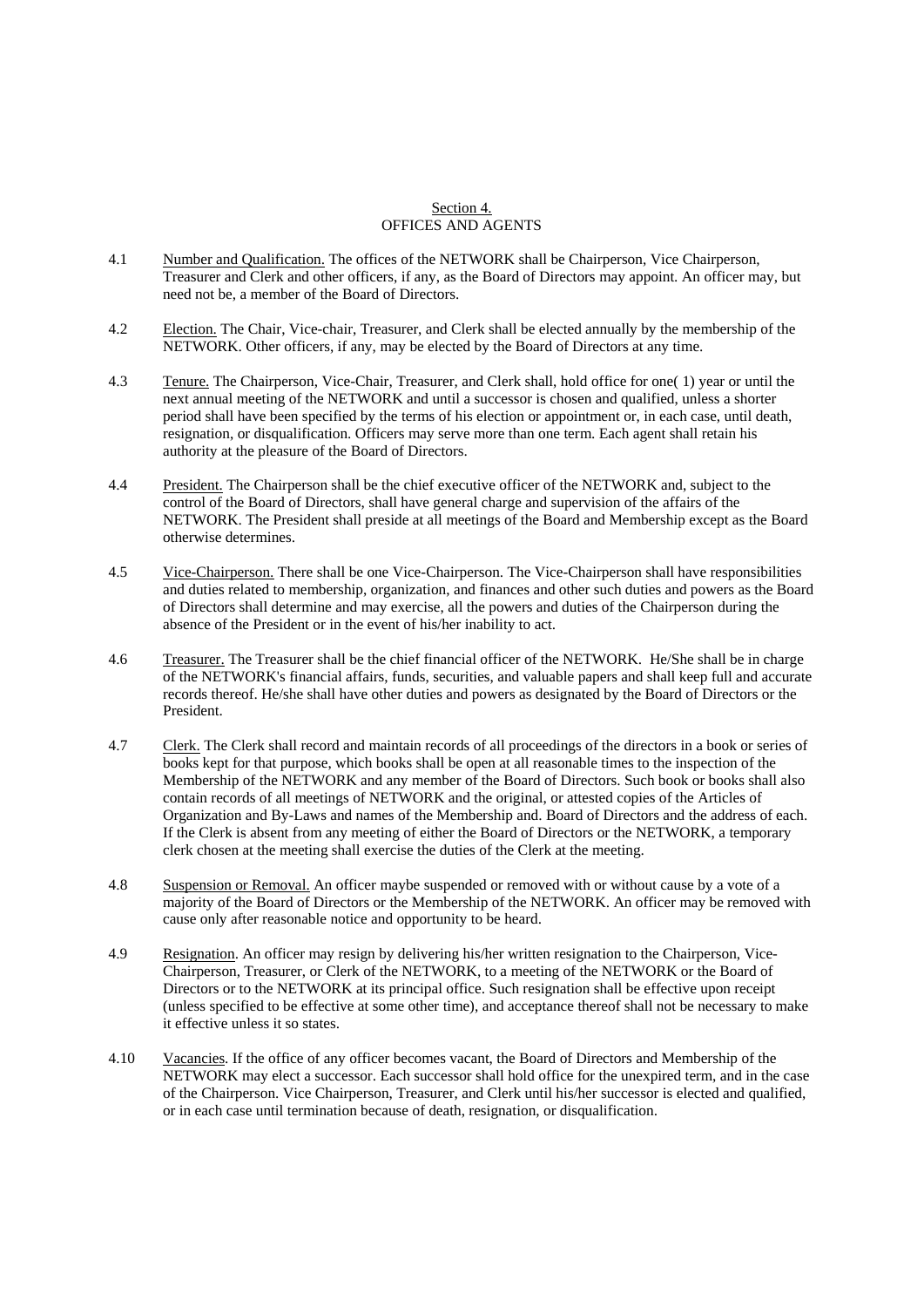## Section 4.
## OFFICES AND AGENTS

4.1 Number and Qualification. The offices of the NETWORK shall be Chairperson, Vice Chairperson, Treasurer and Clerk and other officers, if any, as the Board of Directors may appoint. An officer may, but need not be, a member of the Board of Directors.

4.2 Election. The Chair, Vice-chair, Treasurer, and Clerk shall be elected annually by the membership of the NETWORK. Other officers, if any, may be elected by the Board of Directors at any time.

4.3 Tenure. The Chairperson, Vice-Chair, Treasurer, and Clerk shall, hold office for one( 1) year or until the next annual meeting of the NETWORK and until a successor is chosen and qualified, unless a shorter period shall have been specified by the terms of his election or appointment or, in each case, until death, resignation, or disqualification. Officers may serve more than one term. Each agent shall retain his authority at the pleasure of the Board of Directors.

4.4 President. The Chairperson shall be the chief executive officer of the NETWORK and, subject to the control of the Board of Directors, shall have general charge and supervision of the affairs of the NETWORK. The President shall preside at all meetings of the Board and Membership except as the Board otherwise determines.

4.5 Vice-Chairperson. There shall be one Vice-Chairperson. The Vice-Chairperson shall have responsibilities and duties related to membership, organization, and finances and other such duties and powers as the Board of Directors shall determine and may exercise, all the powers and duties of the Chairperson during the absence of the President or in the event of his/her inability to act.

4.6 Treasurer. The Treasurer shall be the chief financial officer of the NETWORK. He/She shall be in charge of the NETWORK's financial affairs, funds, securities, and valuable papers and shall keep full and accurate records thereof. He/she shall have other duties and powers as designated by the Board of Directors or the President.

4.7 Clerk. The Clerk shall record and maintain records of all proceedings of the directors in a book or series of books kept for that purpose, which books shall be open at all reasonable times to the inspection of the Membership of the NETWORK and any member of the Board of Directors. Such book or books shall also contain records of all meetings of NETWORK and the original, or attested copies of the Articles of Organization and By-Laws and names of the Membership and. Board of Directors and the address of each. If the Clerk is absent from any meeting of either the Board of Directors or the NETWORK, a temporary clerk chosen at the meeting shall exercise the duties of the Clerk at the meeting.

4.8 Suspension or Removal. An officer maybe suspended or removed with or without cause by a vote of a majority of the Board of Directors or the Membership of the NETWORK. An officer may be removed with cause only after reasonable notice and opportunity to be heard.

4.9 Resignation. An officer may resign by delivering his/her written resignation to the Chairperson, Vice-Chairperson, Treasurer, or Clerk of the NETWORK, to a meeting of the NETWORK or the Board of Directors or to the NETWORK at its principal office. Such resignation shall be effective upon receipt (unless specified to be effective at some other time), and acceptance thereof shall not be necessary to make it effective unless it so states.

4.10 Vacancies. If the office of any officer becomes vacant, the Board of Directors and Membership of the NETWORK may elect a successor. Each successor shall hold office for the unexpired term, and in the case of the Chairperson. Vice Chairperson, Treasurer, and Clerk until his/her successor is elected and qualified, or in each case until termination because of death, resignation, or disqualification.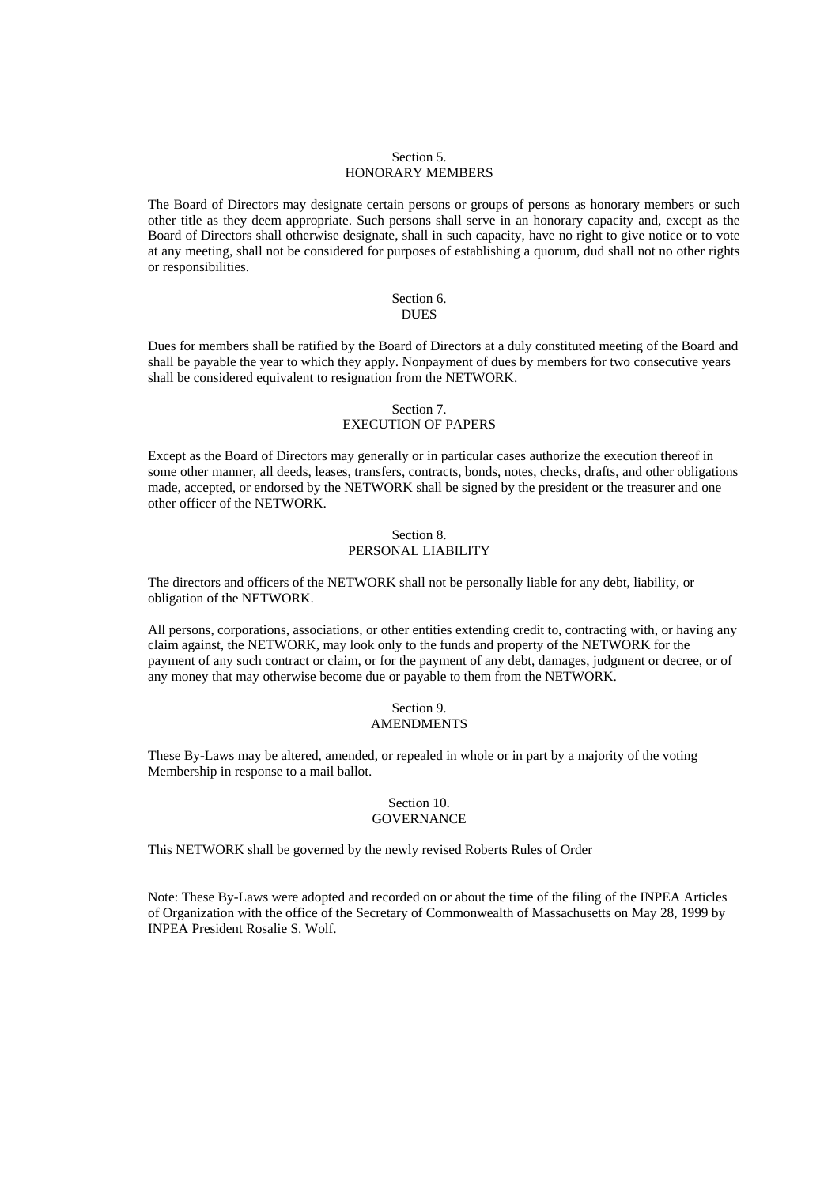Section 5.
HONORARY MEMBERS

The Board of Directors may designate certain persons or groups of persons as honorary members or such other title as they deem appropriate. Such persons shall serve in an honorary capacity and, except as the Board of Directors shall otherwise designate, shall in such capacity, have no right to give notice or to vote at any meeting, shall not be considered for purposes of establishing a quorum, dud shall not no other rights or responsibilities.

Section 6.
DUES

Dues for members shall be ratified by the Board of Directors at a duly constituted meeting of the Board and shall be payable the year to which they apply. Nonpayment of dues by members for two consecutive years shall be considered equivalent to resignation from the NETWORK.

Section 7.
EXECUTION OF PAPERS

Except as the Board of Directors may generally or in particular cases authorize the execution thereof in some other manner, all deeds, leases, transfers, contracts, bonds, notes, checks, drafts, and other obligations made, accepted, or endorsed by the NETWORK shall be signed by the president or the treasurer and one other officer of the NETWORK.

Section 8.
PERSONAL LIABILITY

The directors and officers of the NETWORK shall not be personally liable for any debt, liability, or obligation of the NETWORK.

All persons, corporations, associations, or other entities extending credit to, contracting with, or having any claim against, the NETWORK, may look only to the funds and property of the NETWORK for the payment of any such contract or claim, or for the payment of any debt, damages, judgment or decree, or of any money that may otherwise become due or payable to them from the NETWORK.

Section 9.
AMENDMENTS

These By-Laws may be altered, amended, or repealed in whole or in part by a majority of the voting Membership in response to a mail ballot.

Section 10.
GOVERNANCE

This NETWORK shall be governed by the newly revised Roberts Rules of Order

Note: These By-Laws were adopted and recorded on or about the time of the filing of the INPEA Articles of Organization with the office of the Secretary of Commonwealth of Massachusetts on May 28, 1999 by INPEA President Rosalie S. Wolf.